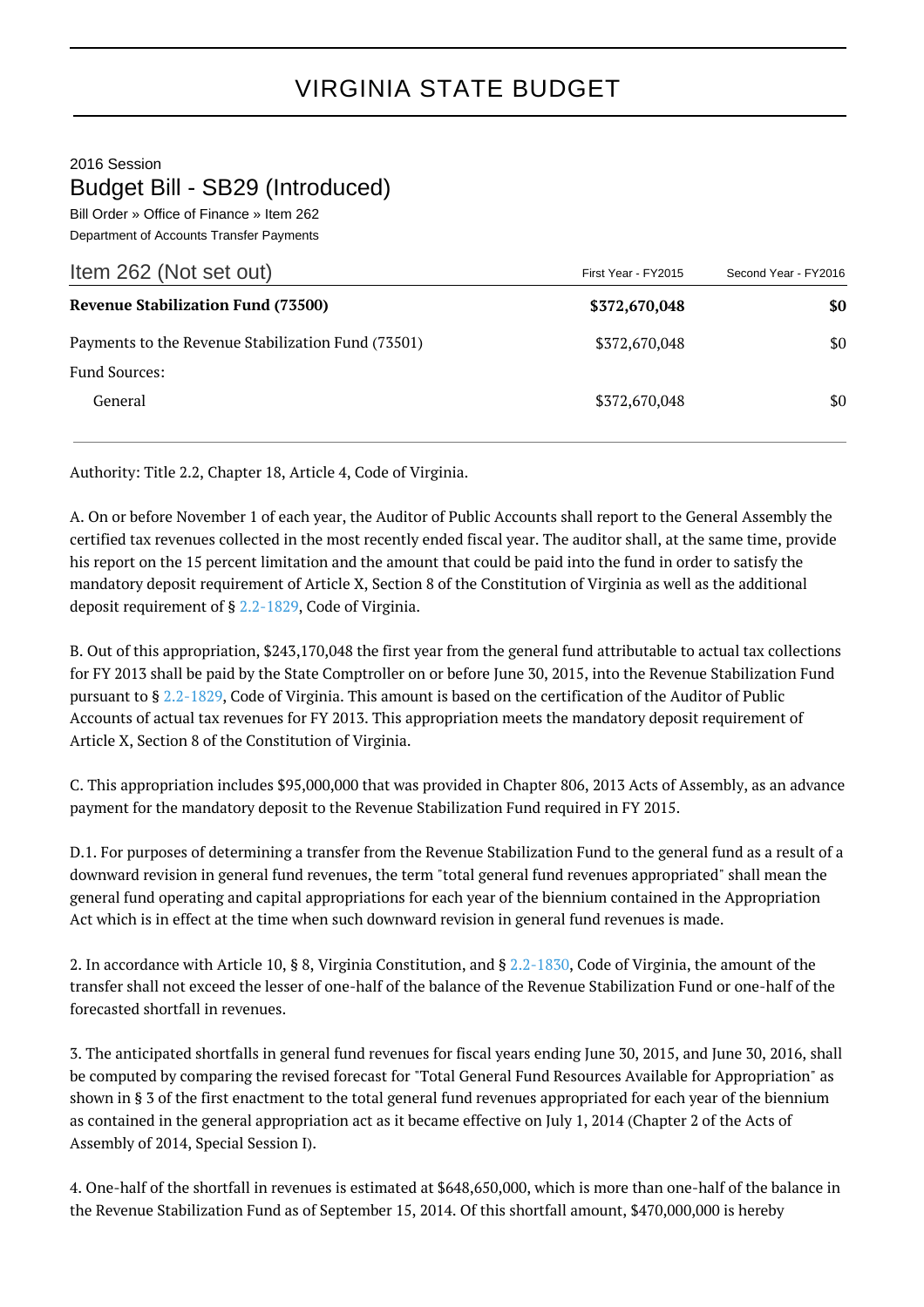# VIRGINIA STATE BUDGET

2016 Session

## Budget Bill - SB29 (Introduced)

Bill Order » Office of Finance » Item 262

Department of Accounts Transfer Payments

| Item 262 (Not set out) | First Year - FY2015 | Second Year - FY2016 |
|---|---|---|
| **Revenue Stabilization Fund (73500)** | **$372,670,048** | **$0** |
| Payments to the Revenue Stabilization Fund (73501) | $372,670,048 | $0 |
| Fund Sources: | | |
| General | $372,670,048 | $0 |

Authority: Title 2.2, Chapter 18, Article 4, Code of Virginia.

A. On or before November 1 of each year, the Auditor of Public Accounts shall report to the General Assembly the certified tax revenues collected in the most recently ended fiscal year. The auditor shall, at the same time, provide his report on the 15 percent limitation and the amount that could be paid into the fund in order to satisfy the mandatory deposit requirement of Article X, Section 8 of the Constitution of Virginia as well as the additional deposit requirement of § 2.2-1829, Code of Virginia.

B. Out of this appropriation, $243,170,048 the first year from the general fund attributable to actual tax collections for FY 2013 shall be paid by the State Comptroller on or before June 30, 2015, into the Revenue Stabilization Fund pursuant to § 2.2-1829, Code of Virginia. This amount is based on the certification of the Auditor of Public Accounts of actual tax revenues for FY 2013. This appropriation meets the mandatory deposit requirement of Article X, Section 8 of the Constitution of Virginia.

C. This appropriation includes $95,000,000 that was provided in Chapter 806, 2013 Acts of Assembly, as an advance payment for the mandatory deposit to the Revenue Stabilization Fund required in FY 2015.

D.1. For purposes of determining a transfer from the Revenue Stabilization Fund to the general fund as a result of a downward revision in general fund revenues, the term "total general fund revenues appropriated" shall mean the general fund operating and capital appropriations for each year of the biennium contained in the Appropriation Act which is in effect at the time when such downward revision in general fund revenues is made.

2. In accordance with Article 10, § 8, Virginia Constitution, and § 2.2-1830, Code of Virginia, the amount of the transfer shall not exceed the lesser of one-half of the balance of the Revenue Stabilization Fund or one-half of the forecasted shortfall in revenues.

3. The anticipated shortfalls in general fund revenues for fiscal years ending June 30, 2015, and June 30, 2016, shall be computed by comparing the revised forecast for "Total General Fund Resources Available for Appropriation" as shown in § 3 of the first enactment to the total general fund revenues appropriated for each year of the biennium as contained in the general appropriation act as it became effective on July 1, 2014 (Chapter 2 of the Acts of Assembly of 2014, Special Session I).

4. One-half of the shortfall in revenues is estimated at $648,650,000, which is more than one-half of the balance in the Revenue Stabilization Fund as of September 15, 2014. Of this shortfall amount, $470,000,000 is hereby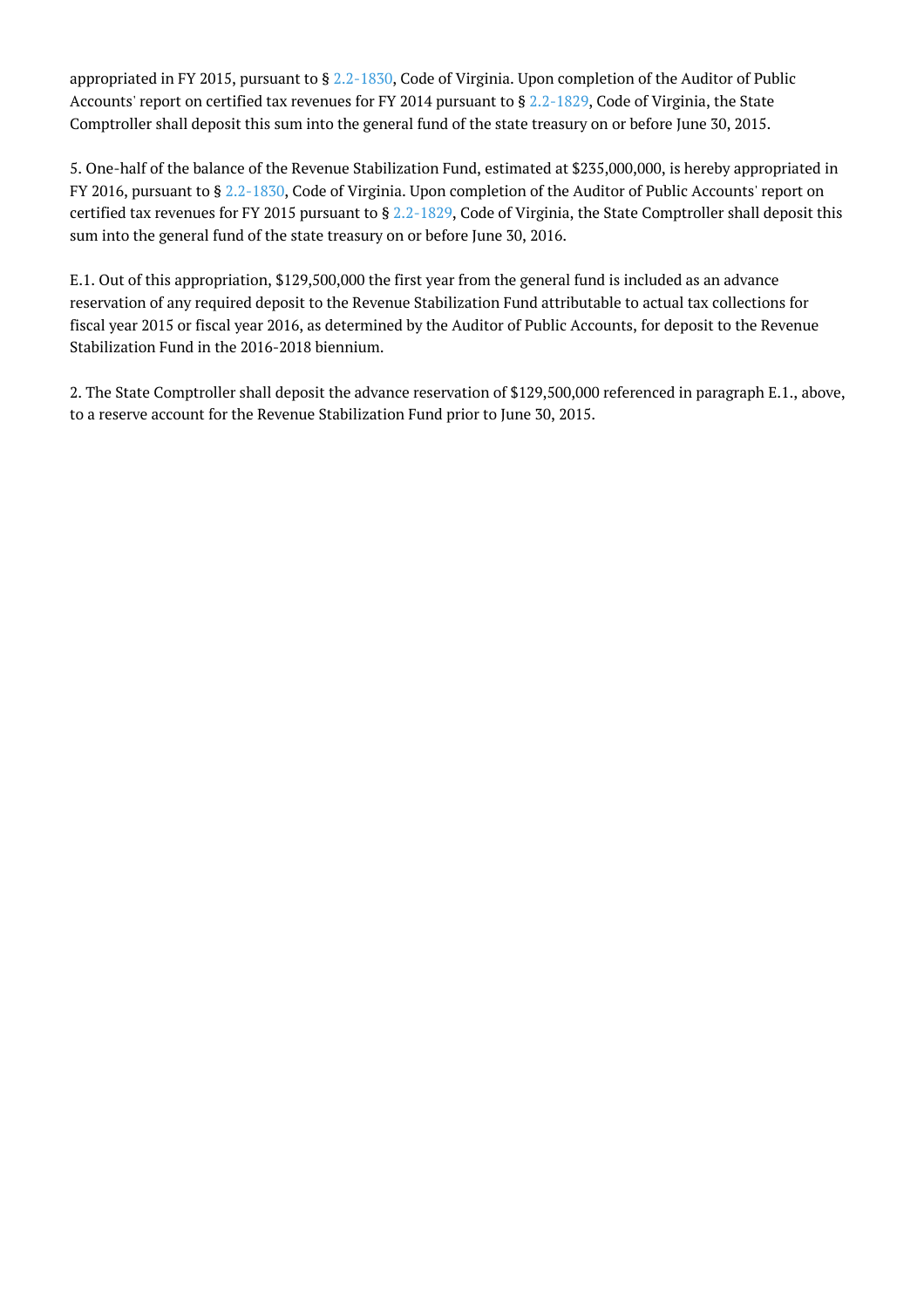appropriated in FY 2015, pursuant to § 2.2-1830, Code of Virginia. Upon completion of the Auditor of Public Accounts' report on certified tax revenues for FY 2014 pursuant to § 2.2-1829, Code of Virginia, the State Comptroller shall deposit this sum into the general fund of the state treasury on or before June 30, 2015.

5. One-half of the balance of the Revenue Stabilization Fund, estimated at $235,000,000, is hereby appropriated in FY 2016, pursuant to § 2.2-1830, Code of Virginia. Upon completion of the Auditor of Public Accounts' report on certified tax revenues for FY 2015 pursuant to § 2.2-1829, Code of Virginia, the State Comptroller shall deposit this sum into the general fund of the state treasury on or before June 30, 2016.

E.1. Out of this appropriation, $129,500,000 the first year from the general fund is included as an advance reservation of any required deposit to the Revenue Stabilization Fund attributable to actual tax collections for fiscal year 2015 or fiscal year 2016, as determined by the Auditor of Public Accounts, for deposit to the Revenue Stabilization Fund in the 2016-2018 biennium.

2. The State Comptroller shall deposit the advance reservation of $129,500,000 referenced in paragraph E.1., above, to a reserve account for the Revenue Stabilization Fund prior to June 30, 2015.